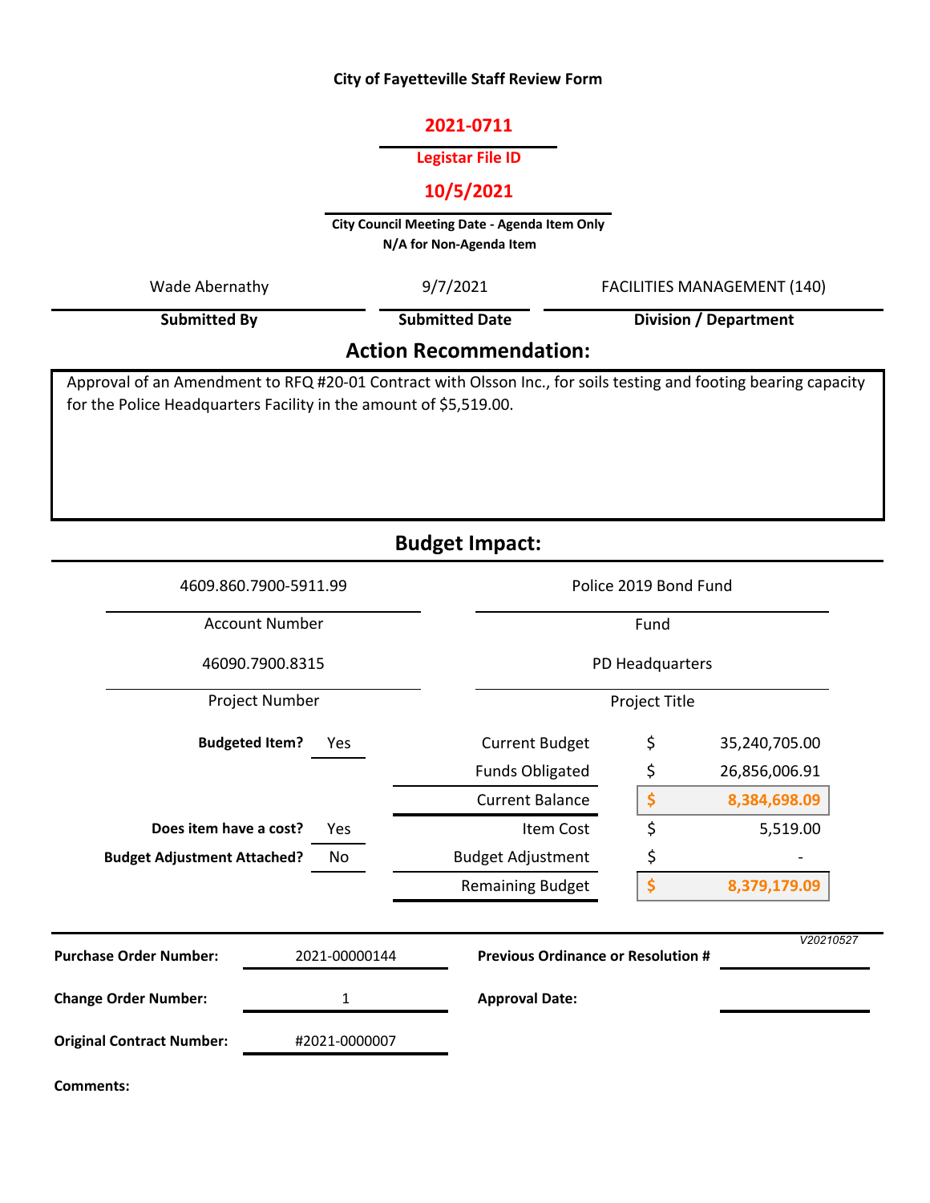# City of Fayetteville Staff Review Form

**2021-0711**

**Legistar File ID**

**10/5/2021**

**City Council Meeting Date - Agenda Item Only**
**N/A for Non-Agenda Item**

| Submitted By | Submitted Date | Division / Department |
|---|---|---|
| Wade Abernathy | 9/7/2021 | FACILITIES MANAGEMENT (140) |

## Action Recommendation:

Approval of an Amendment to RFQ #20-01 Contract with Olsson Inc., for soils testing and footing bearing capacity for the Police Headquarters Facility in the amount of $5,519.00.

## Budget Impact:

| Account Number | Fund |
|---|---|
| 4609.860.7900-5911.99 | Police 2019 Bond Fund |

| Project Number | Project Title |
|---|---|
| 46090.7900.8315 | PD Headquarters |

| | | | |
|---|---|---|---|
| **Budgeted Item?** | Yes | Current Budget | $ 35,240,705.00 |
| | | Funds Obligated | $ 26,856,006.91 |
| | | Current Balance | $ 8,384,698.09 |
| **Does item have a cost?** | Yes | Item Cost | $ 5,519.00 |
| **Budget Adjustment Attached?** | No | Budget Adjustment | $ - |
| | | Remaining Budget | $ 8,379,179.09 |

V20210527

| | | | |
|---|---|---|---|
| **Purchase Order Number:** | 2021-00000144 | **Previous Ordinance or Resolution #** | |
| **Change Order Number:** | 1 | **Approval Date:** | |
| **Original Contract Number:** | #2021-0000007 | | |

**Comments:**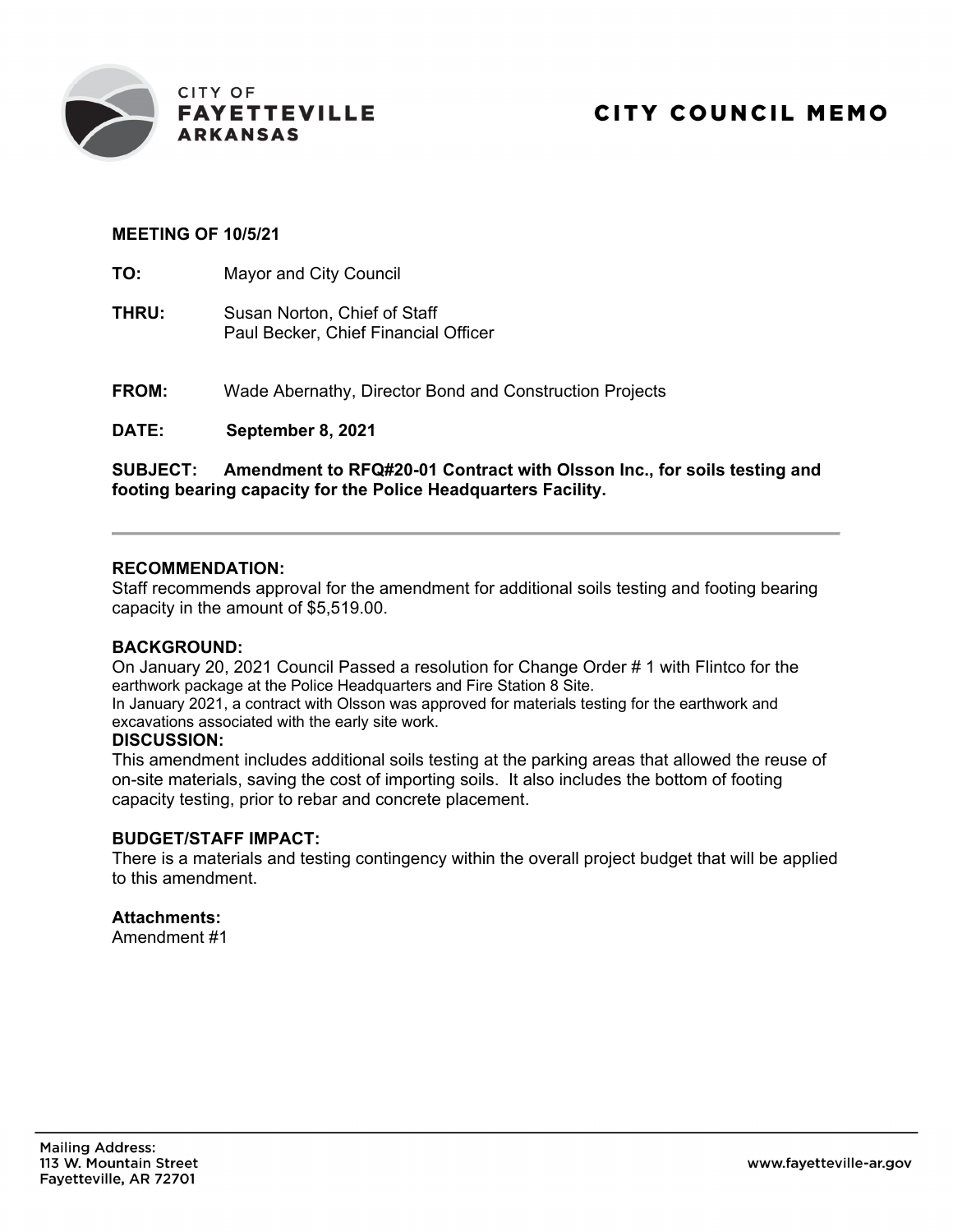CITY OF
**FAYETTEVILLE**
**ARKANSAS**

# CITY COUNCIL MEMO

**MEETING OF 10/5/21**

**TO:** Mayor and City Council

**THRU:** Susan Norton, Chief of Staff
Paul Becker, Chief Financial Officer

**FROM:** Wade Abernathy, Director Bond and Construction Projects

**DATE:** **September 8, 2021**

**SUBJECT: Amendment to RFQ#20-01 Contract with Olsson Inc., for soils testing and footing bearing capacity for the Police Headquarters Facility.**

---

**RECOMMENDATION:**
Staff recommends approval for the amendment for additional soils testing and footing bearing capacity in the amount of $5,519.00.

**BACKGROUND:**
On January 20, 2021 Council Passed a resolution for Change Order # 1 with Flintco for the earthwork package at the Police Headquarters and Fire Station 8 Site.
In January 2021, a contract with Olsson was approved for materials testing for the earthwork and excavations associated with the early site work.

**DISCUSSION:**
This amendment includes additional soils testing at the parking areas that allowed the reuse of on-site materials, saving the cost of importing soils. It also includes the bottom of footing capacity testing, prior to rebar and concrete placement.

**BUDGET/STAFF IMPACT:**
There is a materials and testing contingency within the overall project budget that will be applied to this amendment.

**Attachments:**
Amendment #1

Mailing Address:
113 W. Mountain Street
Fayetteville, AR 72701

www.fayetteville-ar.gov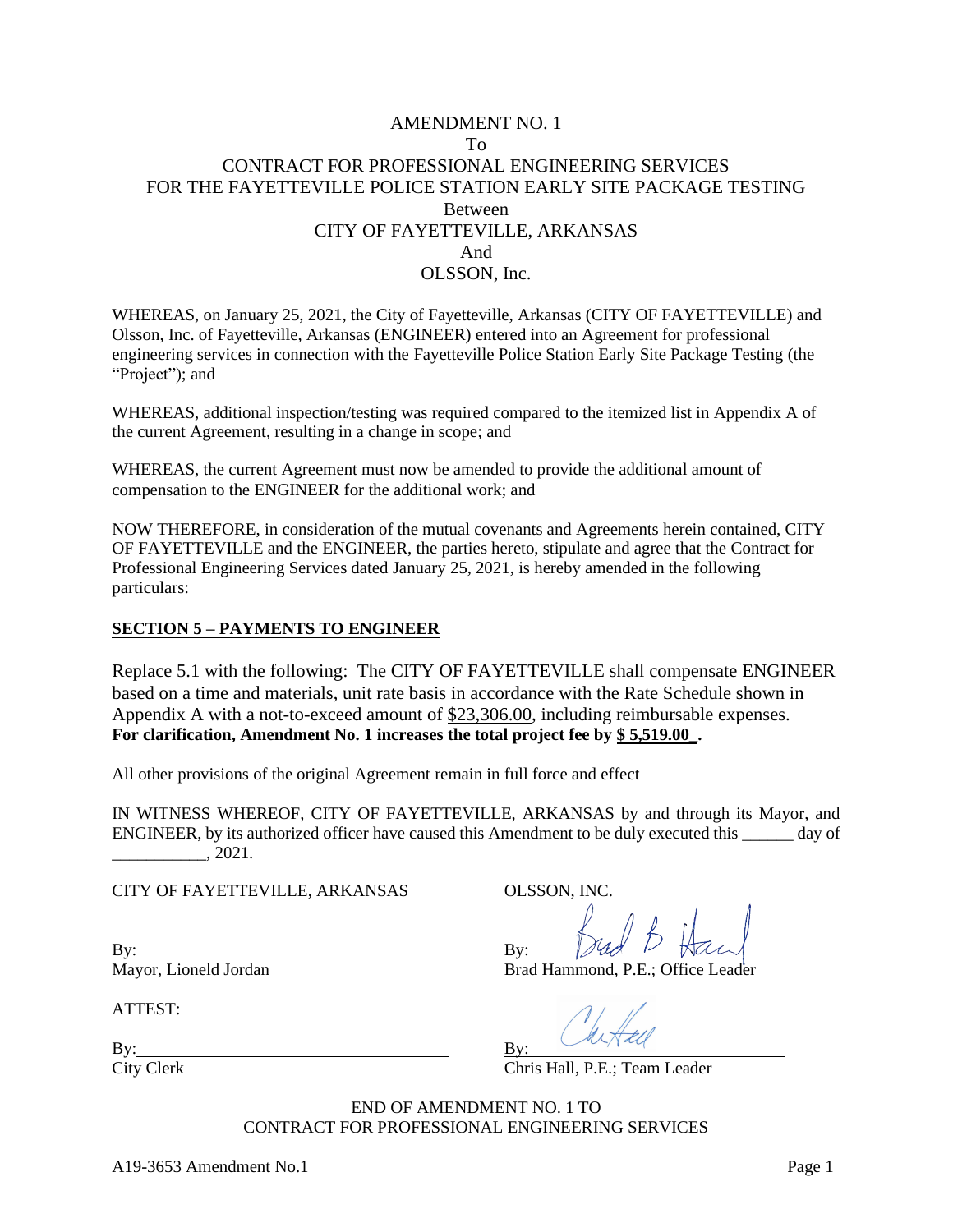AMENDMENT NO. 1
To
CONTRACT FOR PROFESSIONAL ENGINEERING SERVICES
FOR THE FAYETTEVILLE POLICE STATION EARLY SITE PACKAGE TESTING
Between
CITY OF FAYETTEVILLE, ARKANSAS
And
OLSSON, Inc.

WHEREAS, on January 25, 2021, the City of Fayetteville, Arkansas (CITY OF FAYETTEVILLE) and Olsson, Inc. of Fayetteville, Arkansas (ENGINEER) entered into an Agreement for professional engineering services in connection with the Fayetteville Police Station Early Site Package Testing (the "Project"); and

WHEREAS, additional inspection/testing was required compared to the itemized list in Appendix A of the current Agreement, resulting in a change in scope; and

WHEREAS, the current Agreement must now be amended to provide the additional amount of compensation to the ENGINEER for the additional work; and

NOW THEREFORE, in consideration of the mutual covenants and Agreements herein contained, CITY OF FAYETTEVILLE and the ENGINEER, the parties hereto, stipulate and agree that the Contract for Professional Engineering Services dated January 25, 2021, is hereby amended in the following particulars:

**SECTION 5 – PAYMENTS TO ENGINEER**

Replace 5.1 with the following: The CITY OF FAYETTEVILLE shall compensate ENGINEER based on a time and materials, unit rate basis in accordance with the Rate Schedule shown in Appendix A with a not-to-exceed amount of $23,306.00, including reimbursable expenses. **For clarification, Amendment No. 1 increases the total project fee by $ 5,519.00 .**

All other provisions of the original Agreement remain in full force and effect

IN WITNESS WHEREOF, CITY OF FAYETTEVILLE, ARKANSAS by and through its Mayor, and ENGINEER, by its authorized officer have caused this Amendment to be duly executed this ______ day of ___________, 2021.

CITY OF FAYETTEVILLE, ARKANSAS

By: ____________________________________
Mayor, Lioneld Jordan

ATTEST:

By: ____________________________________
City Clerk

OLSSON, INC.

By: ____________________________________
Brad Hammond, P.E.; Office Leader

By: ____________________________________
Chris Hall, P.E.; Team Leader

END OF AMENDMENT NO. 1 TO
CONTRACT FOR PROFESSIONAL ENGINEERING SERVICES

A19-3653 Amendment No.1